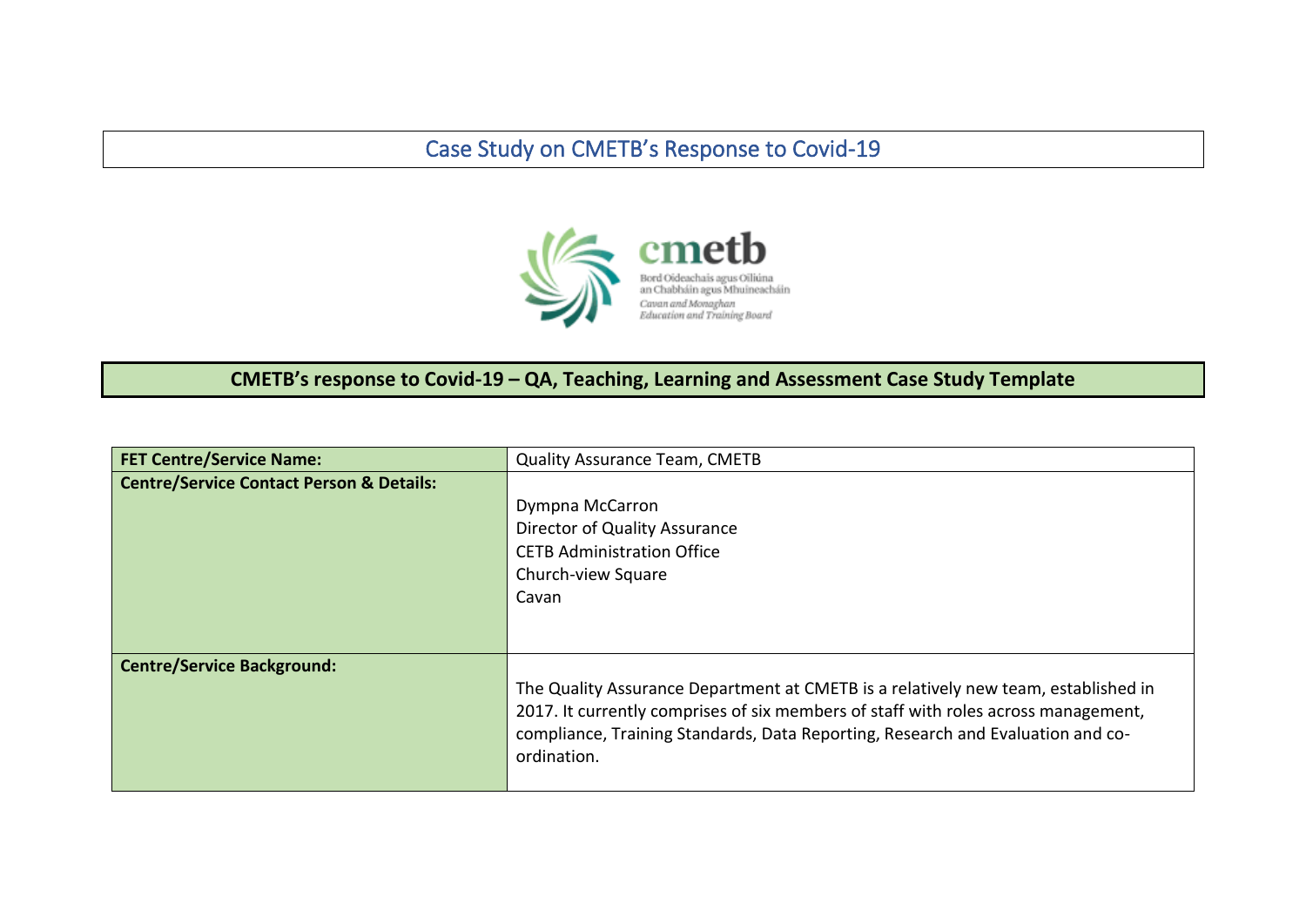# Case Study on CMETB's Response to Covid-19

cmetb

Bord Oideachais agus Oiliúna an Chabháin agus Mhuineacháin

*Cavan and Monaghan Education and Training Board*

## CMETB's response to Covid-19 – QA, Teaching, Learning and Assessment Case Study Template

| | |
|---|---|
| **FET Centre/Service Name:** | Quality Assurance Team, CMETB |
| **Centre/Service Contact Person & Details:** | Dympna McCarron<br>Director of Quality Assurance<br>CETB Administration Office<br>Church-view Square<br>Cavan |
| **Centre/Service Background:** | The Quality Assurance Department at CMETB is a relatively new team, established in 2017. It currently comprises of six members of staff with roles across management, compliance, Training Standards, Data Reporting, Research and Evaluation and co-ordination. |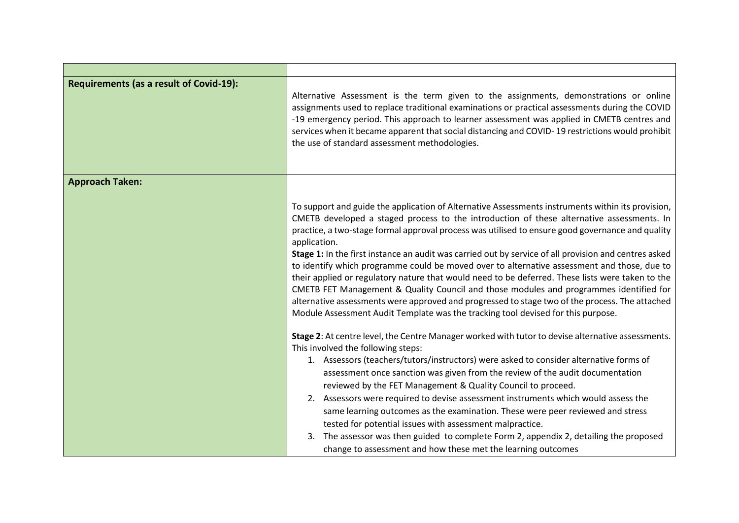| | |
|---|---|
| **Requirements (as a result of Covid-19):** | Alternative Assessment is the term given to the assignments, demonstrations or online assignments used to replace traditional examinations or practical assessments during the COVID -19 emergency period. This approach to learner assessment was applied in CMETB centres and services when it became apparent that social distancing and COVID- 19 restrictions would prohibit the use of standard assessment methodologies. |
| **Approach Taken:** | To support and guide the application of Alternative Assessments instruments within its provision, CMETB developed a staged process to the introduction of these alternative assessments. In practice, a two-stage formal approval process was utilised to ensure good governance and quality application.<br>**Stage 1:** In the first instance an audit was carried out by service of all provision and centres asked to identify which programme could be moved over to alternative assessment and those, due to their applied or regulatory nature that would need to be deferred. These lists were taken to the CMETB FET Management & Quality Council and those modules and programmes identified for alternative assessments were approved and progressed to stage two of the process. The attached Module Assessment Audit Template was the tracking tool devised for this purpose.<br><br>**Stage 2**: At centre level, the Centre Manager worked with tutor to devise alternative assessments. This involved the following steps:<br>1. Assessors (teachers/tutors/instructors) were asked to consider alternative forms of assessment once sanction was given from the review of the audit documentation reviewed by the FET Management & Quality Council to proceed.<br>2. Assessors were required to devise assessment instruments which would assess the same learning outcomes as the examination. These were peer reviewed and stress tested for potential issues with assessment malpractice.<br>3. The assessor was then guided to complete Form 2, appendix 2, detailing the proposed change to assessment and how these met the learning outcomes |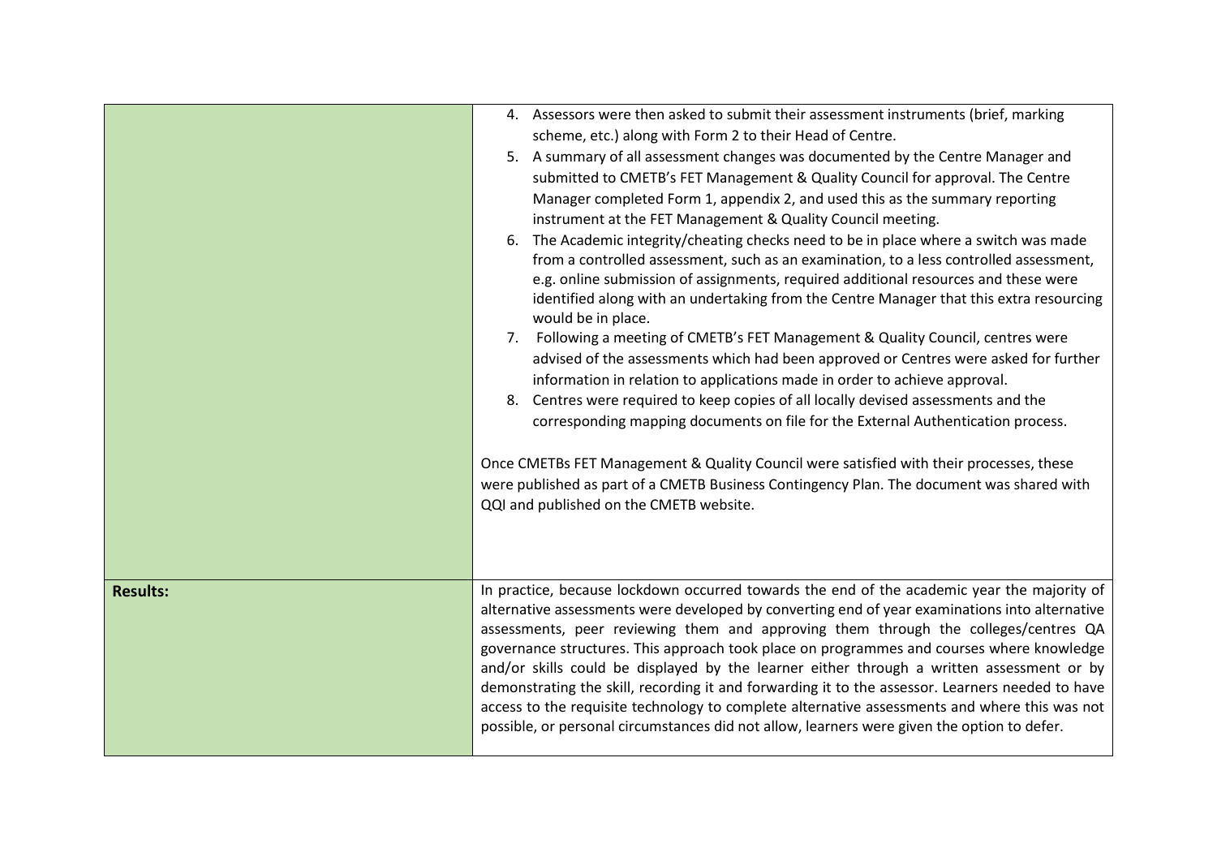| | |
|---|---|
| | 4. Assessors were then asked to submit their assessment instruments (brief, marking scheme, etc.) along with Form 2 to their Head of Centre.<br>5. A summary of all assessment changes was documented by the Centre Manager and submitted to CMETB's FET Management & Quality Council for approval. The Centre Manager completed Form 1, appendix 2, and used this as the summary reporting instrument at the FET Management & Quality Council meeting.<br>6. The Academic integrity/cheating checks need to be in place where a switch was made from a controlled assessment, such as an examination, to a less controlled assessment, e.g. online submission of assignments, required additional resources and these were identified along with an undertaking from the Centre Manager that this extra resourcing would be in place.<br>7. Following a meeting of CMETB's FET Management & Quality Council, centres were advised of the assessments which had been approved or Centres were asked for further information in relation to applications made in order to achieve approval.<br>8. Centres were required to keep copies of all locally devised assessments and the corresponding mapping documents on file for the External Authentication process.<br><br>Once CMETBs FET Management & Quality Council were satisfied with their processes, these were published as part of a CMETB Business Contingency Plan. The document was shared with QQI and published on the CMETB website. |
| **Results:** | In practice, because lockdown occurred towards the end of the academic year the majority of alternative assessments were developed by converting end of year examinations into alternative assessments, peer reviewing them and approving them through the colleges/centres QA governance structures. This approach took place on programmes and courses where knowledge and/or skills could be displayed by the learner either through a written assessment or by demonstrating the skill, recording it and forwarding it to the assessor. Learners needed to have access to the requisite technology to complete alternative assessments and where this was not possible, or personal circumstances did not allow, learners were given the option to defer. |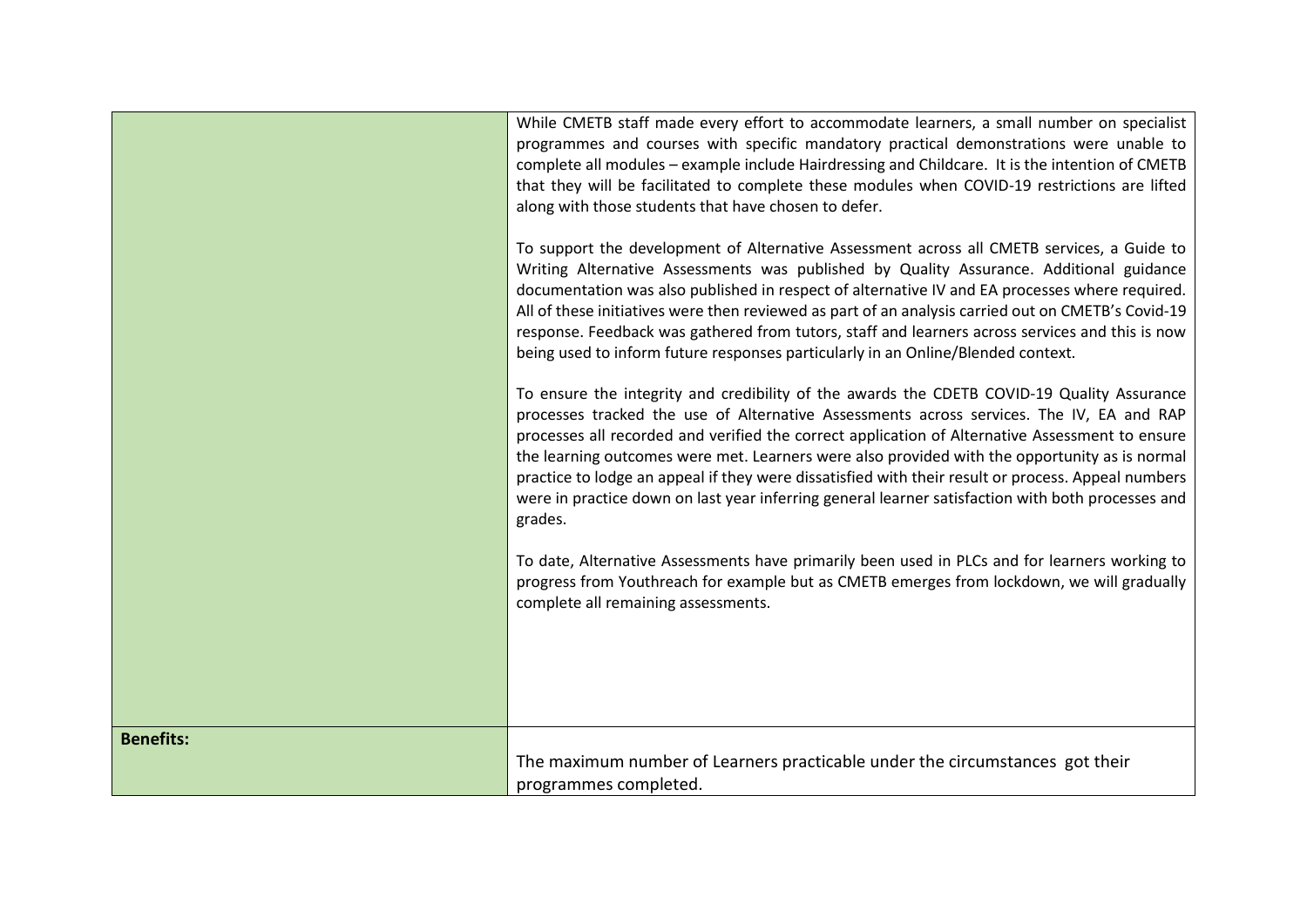| | |
|---|---|
| | While CMETB staff made every effort to accommodate learners, a small number on specialist programmes and courses with specific mandatory practical demonstrations were unable to complete all modules – example include Hairdressing and Childcare. It is the intention of CMETB that they will be facilitated to complete these modules when COVID-19 restrictions are lifted along with those students that have chosen to defer.<br><br>To support the development of Alternative Assessment across all CMETB services, a Guide to Writing Alternative Assessments was published by Quality Assurance. Additional guidance documentation was also published in respect of alternative IV and EA processes where required. All of these initiatives were then reviewed as part of an analysis carried out on CMETB's Covid-19 response. Feedback was gathered from tutors, staff and learners across services and this is now being used to inform future responses particularly in an Online/Blended context.<br><br>To ensure the integrity and credibility of the awards the CDETB COVID-19 Quality Assurance processes tracked the use of Alternative Assessments across services. The IV, EA and RAP processes all recorded and verified the correct application of Alternative Assessment to ensure the learning outcomes were met. Learners were also provided with the opportunity as is normal practice to lodge an appeal if they were dissatisfied with their result or process. Appeal numbers were in practice down on last year inferring general learner satisfaction with both processes and grades.<br><br>To date, Alternative Assessments have primarily been used in PLCs and for learners working to progress from Youthreach for example but as CMETB emerges from lockdown, we will gradually complete all remaining assessments. |
| **Benefits:** | The maximum number of Learners practicable under the circumstances got their programmes completed. |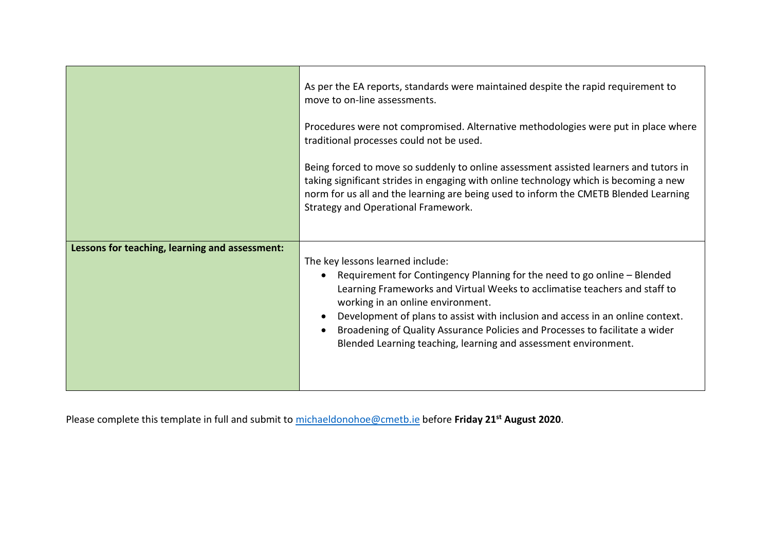| | |
|---|---|
| | As per the EA reports, standards were maintained despite the rapid requirement to move to on-line assessments.<br><br>Procedures were not compromised. Alternative methodologies were put in place where traditional processes could not be used.<br><br>Being forced to move so suddenly to online assessment assisted learners and tutors in taking significant strides in engaging with online technology which is becoming a new norm for us all and the learning are being used to inform the CMETB Blended Learning Strategy and Operational Framework. |
| **Lessons for teaching, learning and assessment:** | The key lessons learned include:<br>• Requirement for Contingency Planning for the need to go online – Blended Learning Frameworks and Virtual Weeks to acclimatise teachers and staff to working in an online environment.<br>• Development of plans to assist with inclusion and access in an online context.<br>• Broadening of Quality Assurance Policies and Processes to facilitate a wider Blended Learning teaching, learning and assessment environment. |

Please complete this template in full and submit to michaeldonohoe@cmetb.ie before **Friday 21st August 2020**.